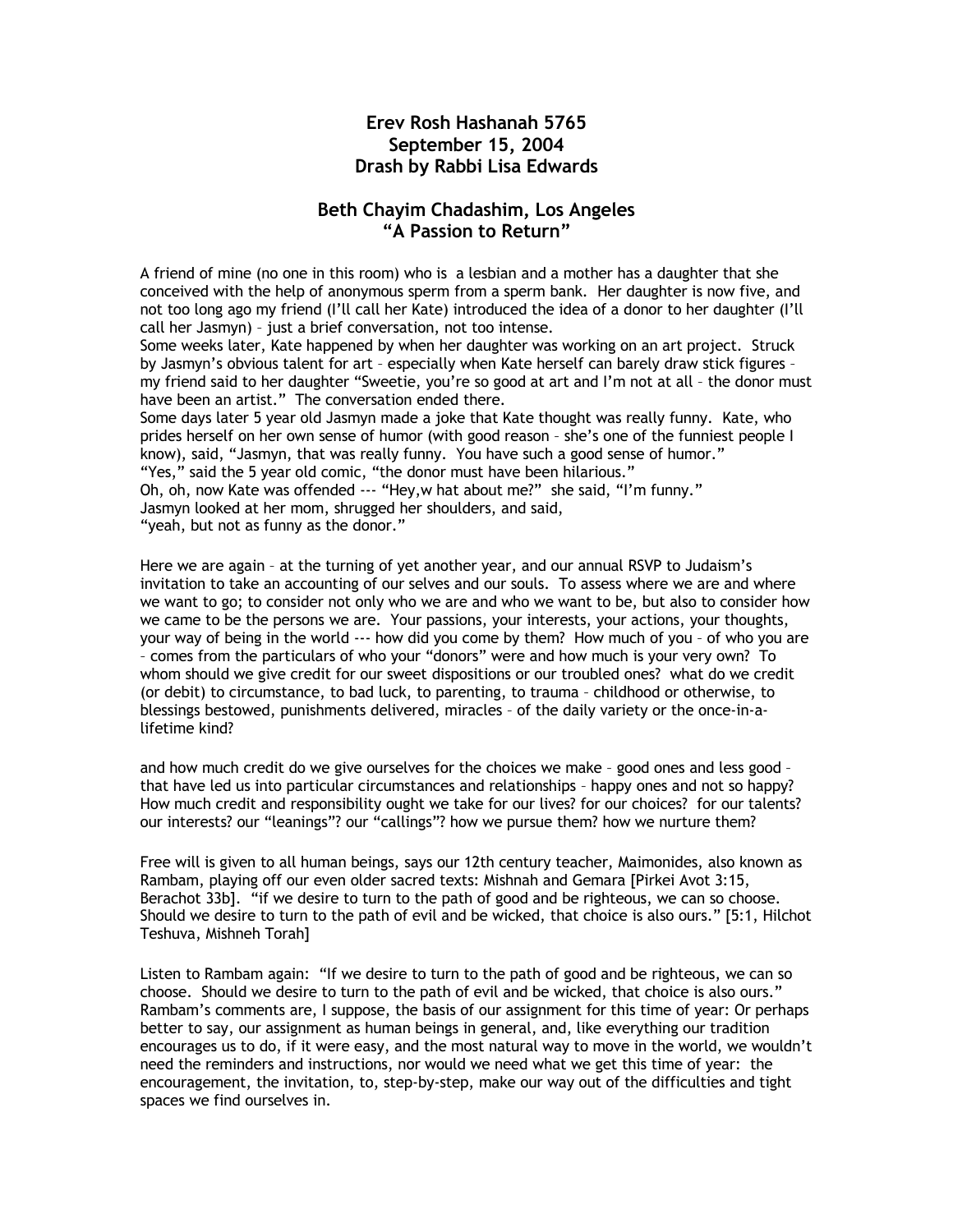# Erev Rosh Hashanah 5765
## September 15, 2004
## Drash by Rabbi Lisa Edwards

## Beth Chayim Chadashim, Los Angeles
## "A Passion to Return"

A friend of mine (no one in this room) who is a lesbian and a mother has a daughter that she conceived with the help of anonymous sperm from a sperm bank. Her daughter is now five, and not too long ago my friend (I'll call her Kate) introduced the idea of a donor to her daughter (I'll call her Jasmyn) – just a brief conversation, not too intense.
Some weeks later, Kate happened by when her daughter was working on an art project. Struck by Jasmyn's obvious talent for art – especially when Kate herself can barely draw stick figures – my friend said to her daughter "Sweetie, you're so good at art and I'm not at all – the donor must have been an artist." The conversation ended there.
Some days later 5 year old Jasmyn made a joke that Kate thought was really funny. Kate, who prides herself on her own sense of humor (with good reason – she's one of the funniest people I know), said, "Jasmyn, that was really funny. You have such a good sense of humor."
"Yes," said the 5 year old comic, "the donor must have been hilarious."
Oh, oh, now Kate was offended --- "Hey,w hat about me?" she said, "I'm funny."
Jasmyn looked at her mom, shrugged her shoulders, and said,
"yeah, but not as funny as the donor."

Here we are again – at the turning of yet another year, and our annual RSVP to Judaism's invitation to take an accounting of our selves and our souls. To assess where we are and where we want to go; to consider not only who we are and who we want to be, but also to consider how we came to be the persons we are. Your passions, your interests, your actions, your thoughts, your way of being in the world --- how did you come by them? How much of you – of who you are – comes from the particulars of who your "donors" were and how much is your very own? To whom should we give credit for our sweet dispositions or our troubled ones? what do we credit (or debit) to circumstance, to bad luck, to parenting, to trauma – childhood or otherwise, to blessings bestowed, punishments delivered, miracles – of the daily variety or the once-in-a-lifetime kind?

and how much credit do we give ourselves for the choices we make – good ones and less good – that have led us into particular circumstances and relationships – happy ones and not so happy? How much credit and responsibility ought we take for our lives? for our choices? for our talents? our interests? our "leanings"? our "callings"? how we pursue them? how we nurture them?

Free will is given to all human beings, says our 12th century teacher, Maimonides, also known as Rambam, playing off our even older sacred texts: Mishnah and Gemara [Pirkei Avot 3:15, Berachot 33b]. "if we desire to turn to the path of good and be righteous, we can so choose. Should we desire to turn to the path of evil and be wicked, that choice is also ours." [5:1, Hilchot Teshuva, Mishneh Torah]

Listen to Rambam again: "If we desire to turn to the path of good and be righteous, we can so choose. Should we desire to turn to the path of evil and be wicked, that choice is also ours." Rambam's comments are, I suppose, the basis of our assignment for this time of year: Or perhaps better to say, our assignment as human beings in general, and, like everything our tradition encourages us to do, if it were easy, and the most natural way to move in the world, we wouldn't need the reminders and instructions, nor would we need what we get this time of year: the encouragement, the invitation, to, step-by-step, make our way out of the difficulties and tight spaces we find ourselves in.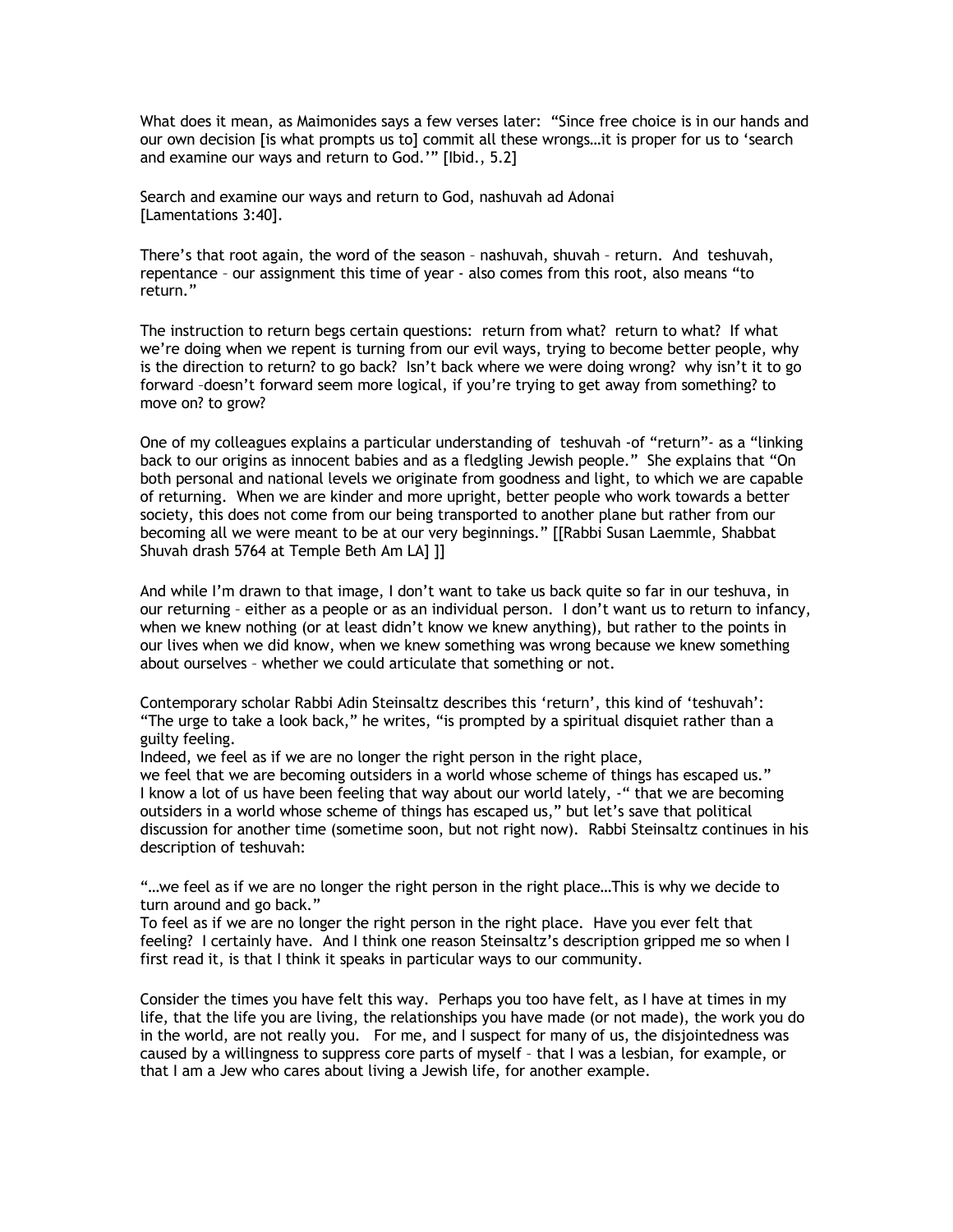What does it mean, as Maimonides says a few verses later: "Since free choice is in our hands and our own decision [is what prompts us to] commit all these wrongs…it is proper for us to 'search and examine our ways and return to God.'" [Ibid., 5.2]

Search and examine our ways and return to God, nashuvah ad Adonai [Lamentations 3:40].

There's that root again, the word of the season – nashuvah, shuvah – return. And teshuvah, repentance – our assignment this time of year - also comes from this root, also means "to return."

The instruction to return begs certain questions: return from what? return to what? If what we're doing when we repent is turning from our evil ways, trying to become better people, why is the direction to return? to go back? Isn't back where we were doing wrong? why isn't it to go forward –doesn't forward seem more logical, if you're trying to get away from something? to move on? to grow?

One of my colleagues explains a particular understanding of teshuvah -of "return"- as a "linking back to our origins as innocent babies and as a fledgling Jewish people." She explains that "On both personal and national levels we originate from goodness and light, to which we are capable of returning. When we are kinder and more upright, better people who work towards a better society, this does not come from our being transported to another plane but rather from our becoming all we were meant to be at our very beginnings." [[Rabbi Susan Laemmle, Shabbat Shuvah drash 5764 at Temple Beth Am LA] ]]

And while I'm drawn to that image, I don't want to take us back quite so far in our teshuva, in our returning – either as a people or as an individual person. I don't want us to return to infancy, when we knew nothing (or at least didn't know we knew anything), but rather to the points in our lives when we did know, when we knew something was wrong because we knew something about ourselves – whether we could articulate that something or not.

Contemporary scholar Rabbi Adin Steinsaltz describes this 'return', this kind of 'teshuvah': "The urge to take a look back," he writes, "is prompted by a spiritual disquiet rather than a guilty feeling.
Indeed, we feel as if we are no longer the right person in the right place,
we feel that we are becoming outsiders in a world whose scheme of things has escaped us."
I know a lot of us have been feeling that way about our world lately, -" that we are becoming outsiders in a world whose scheme of things has escaped us," but let's save that political discussion for another time (sometime soon, but not right now). Rabbi Steinsaltz continues in his description of teshuvah:

"…we feel as if we are no longer the right person in the right place…This is why we decide to turn around and go back."
To feel as if we are no longer the right person in the right place. Have you ever felt that feeling? I certainly have. And I think one reason Steinsaltz's description gripped me so when I first read it, is that I think it speaks in particular ways to our community.

Consider the times you have felt this way. Perhaps you too have felt, as I have at times in my life, that the life you are living, the relationships you have made (or not made), the work you do in the world, are not really you. For me, and I suspect for many of us, the disjointedness was caused by a willingness to suppress core parts of myself – that I was a lesbian, for example, or that I am a Jew who cares about living a Jewish life, for another example.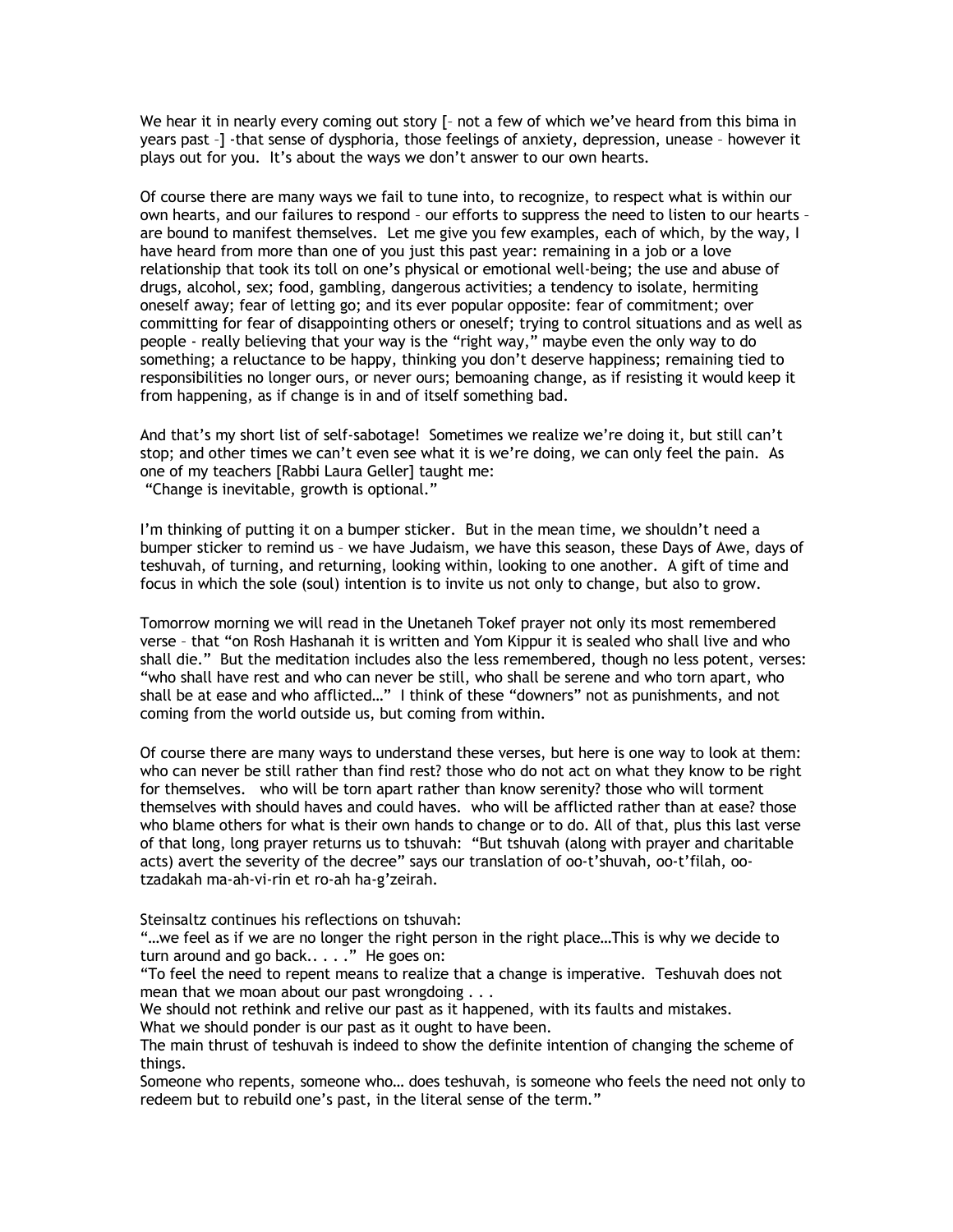We hear it in nearly every coming out story [– not a few of which we've heard from this bima in years past –] -that sense of dysphoria, those feelings of anxiety, depression, unease – however it plays out for you. It's about the ways we don't answer to our own hearts.

Of course there are many ways we fail to tune into, to recognize, to respect what is within our own hearts, and our failures to respond – our efforts to suppress the need to listen to our hearts – are bound to manifest themselves. Let me give you few examples, each of which, by the way, I have heard from more than one of you just this past year: remaining in a job or a love relationship that took its toll on one's physical or emotional well-being; the use and abuse of drugs, alcohol, sex; food, gambling, dangerous activities; a tendency to isolate, hermiting oneself away; fear of letting go; and its ever popular opposite: fear of commitment; over committing for fear of disappointing others or oneself; trying to control situations and as well as people - really believing that your way is the "right way," maybe even the only way to do something; a reluctance to be happy, thinking you don't deserve happiness; remaining tied to responsibilities no longer ours, or never ours; bemoaning change, as if resisting it would keep it from happening, as if change is in and of itself something bad.

And that's my short list of self-sabotage! Sometimes we realize we're doing it, but still can't stop; and other times we can't even see what it is we're doing, we can only feel the pain. As one of my teachers [Rabbi Laura Geller] taught me:
"Change is inevitable, growth is optional."

I'm thinking of putting it on a bumper sticker. But in the mean time, we shouldn't need a bumper sticker to remind us – we have Judaism, we have this season, these Days of Awe, days of teshuvah, of turning, and returning, looking within, looking to one another. A gift of time and focus in which the sole (soul) intention is to invite us not only to change, but also to grow.

Tomorrow morning we will read in the Unetaneh Tokef prayer not only its most remembered verse – that "on Rosh Hashanah it is written and Yom Kippur it is sealed who shall live and who shall die." But the meditation includes also the less remembered, though no less potent, verses: "who shall have rest and who can never be still, who shall be serene and who torn apart, who shall be at ease and who afflicted…" I think of these "downers" not as punishments, and not coming from the world outside us, but coming from within.

Of course there are many ways to understand these verses, but here is one way to look at them: who can never be still rather than find rest? those who do not act on what they know to be right for themselves. who will be torn apart rather than know serenity? those who will torment themselves with should haves and could haves. who will be afflicted rather than at ease? those who blame others for what is their own hands to change or to do. All of that, plus this last verse of that long, long prayer returns us to tshuvah: "But tshuvah (along with prayer and charitable acts) avert the severity of the decree" says our translation of oo-t'shuvah, oo-t'filah, oo-tzadakah ma-ah-vi-rin et ro-ah ha-g'zeirah.

Steinsaltz continues his reflections on tshuvah:
"…we feel as if we are no longer the right person in the right place…This is why we decide to turn around and go back.. . . ." He goes on:
"To feel the need to repent means to realize that a change is imperative. Teshuvah does not mean that we moan about our past wrongdoing . . .
We should not rethink and relive our past as it happened, with its faults and mistakes.
What we should ponder is our past as it ought to have been.
The main thrust of teshuvah is indeed to show the definite intention of changing the scheme of things.
Someone who repents, someone who… does teshuvah, is someone who feels the need not only to redeem but to rebuild one's past, in the literal sense of the term."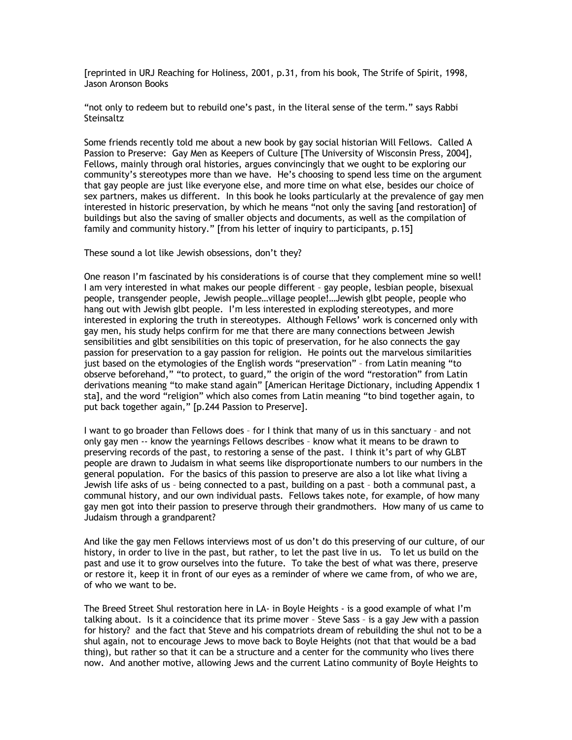[reprinted in URJ Reaching for Holiness, 2001, p.31, from his book, The Strife of Spirit, 1998, Jason Aronson Books

"not only to redeem but to rebuild one's past, in the literal sense of the term." says Rabbi Steinsaltz

Some friends recently told me about a new book by gay social historian Will Fellows. Called A Passion to Preserve: Gay Men as Keepers of Culture [The University of Wisconsin Press, 2004], Fellows, mainly through oral histories, argues convincingly that we ought to be exploring our community's stereotypes more than we have. He's choosing to spend less time on the argument that gay people are just like everyone else, and more time on what else, besides our choice of sex partners, makes us different. In this book he looks particularly at the prevalence of gay men interested in historic preservation, by which he means "not only the saving [and restoration] of buildings but also the saving of smaller objects and documents, as well as the compilation of family and community history." [from his letter of inquiry to participants, p.15]

These sound a lot like Jewish obsessions, don't they?

One reason I'm fascinated by his considerations is of course that they complement mine so well! I am very interested in what makes our people different – gay people, lesbian people, bisexual people, transgender people, Jewish people…village people!…Jewish glbt people, people who hang out with Jewish glbt people. I'm less interested in exploding stereotypes, and more interested in exploring the truth in stereotypes. Although Fellows' work is concerned only with gay men, his study helps confirm for me that there are many connections between Jewish sensibilities and glbt sensibilities on this topic of preservation, for he also connects the gay passion for preservation to a gay passion for religion. He points out the marvelous similarities just based on the etymologies of the English words "preservation" – from Latin meaning "to observe beforehand," "to protect, to guard," the origin of the word "restoration" from Latin derivations meaning "to make stand again" [American Heritage Dictionary, including Appendix 1 sta], and the word "religion" which also comes from Latin meaning "to bind together again, to put back together again," [p.244 Passion to Preserve].

I want to go broader than Fellows does – for I think that many of us in this sanctuary – and not only gay men -- know the yearnings Fellows describes – know what it means to be drawn to preserving records of the past, to restoring a sense of the past. I think it's part of why GLBT people are drawn to Judaism in what seems like disproportionate numbers to our numbers in the general population. For the basics of this passion to preserve are also a lot like what living a Jewish life asks of us – being connected to a past, building on a past – both a communal past, a communal history, and our own individual pasts. Fellows takes note, for example, of how many gay men got into their passion to preserve through their grandmothers. How many of us came to Judaism through a grandparent?

And like the gay men Fellows interviews most of us don't do this preserving of our culture, of our history, in order to live in the past, but rather, to let the past live in us. To let us build on the past and use it to grow ourselves into the future. To take the best of what was there, preserve or restore it, keep it in front of our eyes as a reminder of where we came from, of who we are, of who we want to be.

The Breed Street Shul restoration here in LA- in Boyle Heights - is a good example of what I'm talking about. Is it a coincidence that its prime mover – Steve Sass – is a gay Jew with a passion for history? and the fact that Steve and his compatriots dream of rebuilding the shul not to be a shul again, not to encourage Jews to move back to Boyle Heights (not that that would be a bad thing), but rather so that it can be a structure and a center for the community who lives there now. And another motive, allowing Jews and the current Latino community of Boyle Heights to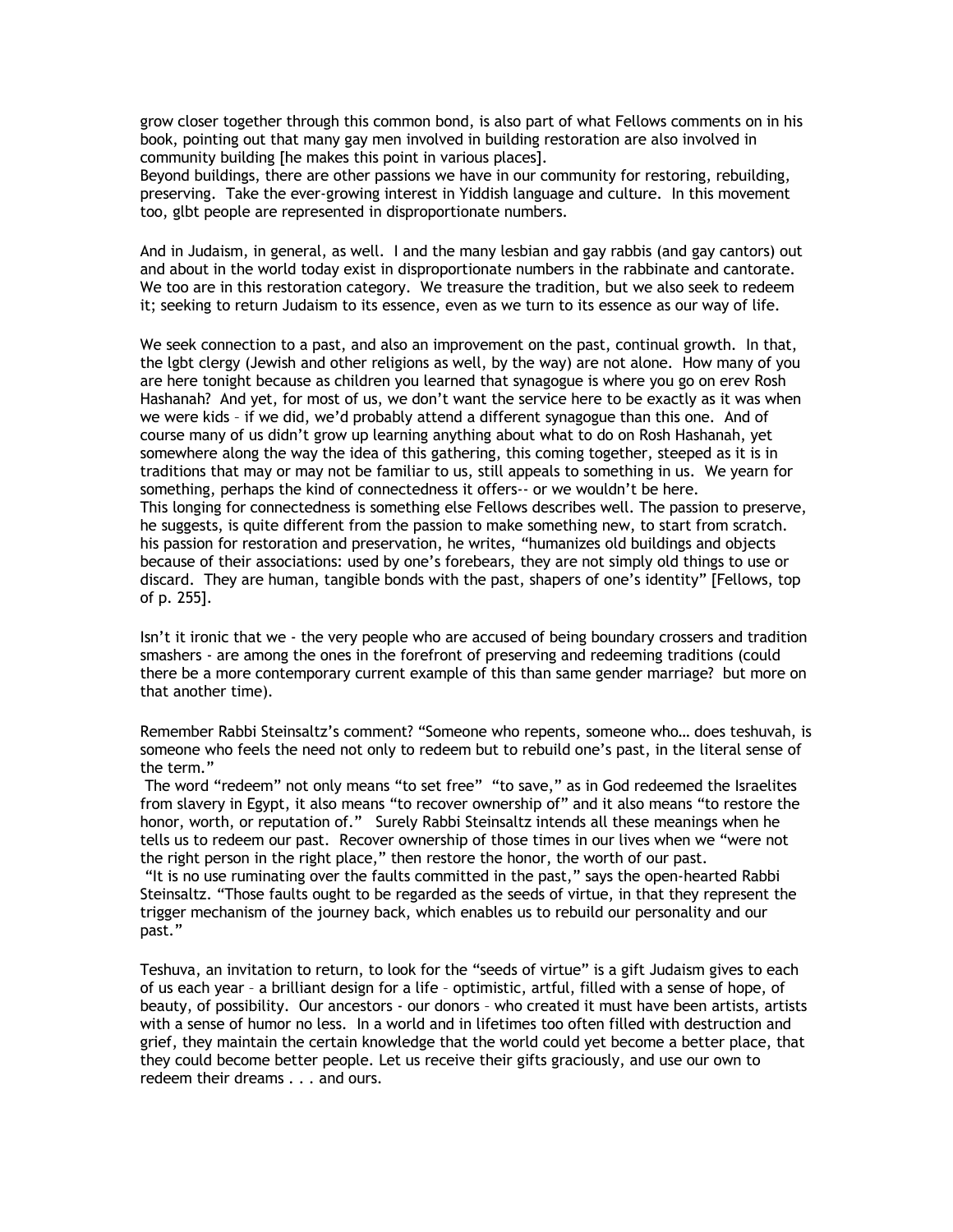grow closer together through this common bond, is also part of what Fellows comments on in his book, pointing out that many gay men involved in building restoration are also involved in community building [he makes this point in various places].
Beyond buildings, there are other passions we have in our community for restoring, rebuilding, preserving. Take the ever-growing interest in Yiddish language and culture. In this movement too, glbt people are represented in disproportionate numbers.

And in Judaism, in general, as well. I and the many lesbian and gay rabbis (and gay cantors) out and about in the world today exist in disproportionate numbers in the rabbinate and cantorate. We too are in this restoration category. We treasure the tradition, but we also seek to redeem it; seeking to return Judaism to its essence, even as we turn to its essence as our way of life.

We seek connection to a past, and also an improvement on the past, continual growth. In that, the lgbt clergy (Jewish and other religions as well, by the way) are not alone. How many of you are here tonight because as children you learned that synagogue is where you go on erev Rosh Hashanah? And yet, for most of us, we don't want the service here to be exactly as it was when we were kids – if we did, we'd probably attend a different synagogue than this one. And of course many of us didn't grow up learning anything about what to do on Rosh Hashanah, yet somewhere along the way the idea of this gathering, this coming together, steeped as it is in traditions that may or may not be familiar to us, still appeals to something in us. We yearn for something, perhaps the kind of connectedness it offers-- or we wouldn't be here.
This longing for connectedness is something else Fellows describes well. The passion to preserve, he suggests, is quite different from the passion to make something new, to start from scratch. his passion for restoration and preservation, he writes, "humanizes old buildings and objects because of their associations: used by one's forebears, they are not simply old things to use or discard. They are human, tangible bonds with the past, shapers of one's identity" [Fellows, top of p. 255].

Isn't it ironic that we - the very people who are accused of being boundary crossers and tradition smashers - are among the ones in the forefront of preserving and redeeming traditions (could there be a more contemporary current example of this than same gender marriage? but more on that another time).

Remember Rabbi Steinsaltz's comment? "Someone who repents, someone who… does teshuvah, is someone who feels the need not only to redeem but to rebuild one's past, in the literal sense of the term."
The word "redeem" not only means "to set free" "to save," as in God redeemed the Israelites from slavery in Egypt, it also means "to recover ownership of" and it also means "to restore the honor, worth, or reputation of." Surely Rabbi Steinsaltz intends all these meanings when he tells us to redeem our past. Recover ownership of those times in our lives when we "were not the right person in the right place," then restore the honor, the worth of our past.
"It is no use ruminating over the faults committed in the past," says the open-hearted Rabbi Steinsaltz. "Those faults ought to be regarded as the seeds of virtue, in that they represent the trigger mechanism of the journey back, which enables us to rebuild our personality and our past."

Teshuva, an invitation to return, to look for the "seeds of virtue" is a gift Judaism gives to each of us each year – a brilliant design for a life – optimistic, artful, filled with a sense of hope, of beauty, of possibility. Our ancestors - our donors – who created it must have been artists, artists with a sense of humor no less. In a world and in lifetimes too often filled with destruction and grief, they maintain the certain knowledge that the world could yet become a better place, that they could become better people. Let us receive their gifts graciously, and use our own to redeem their dreams . . . and ours.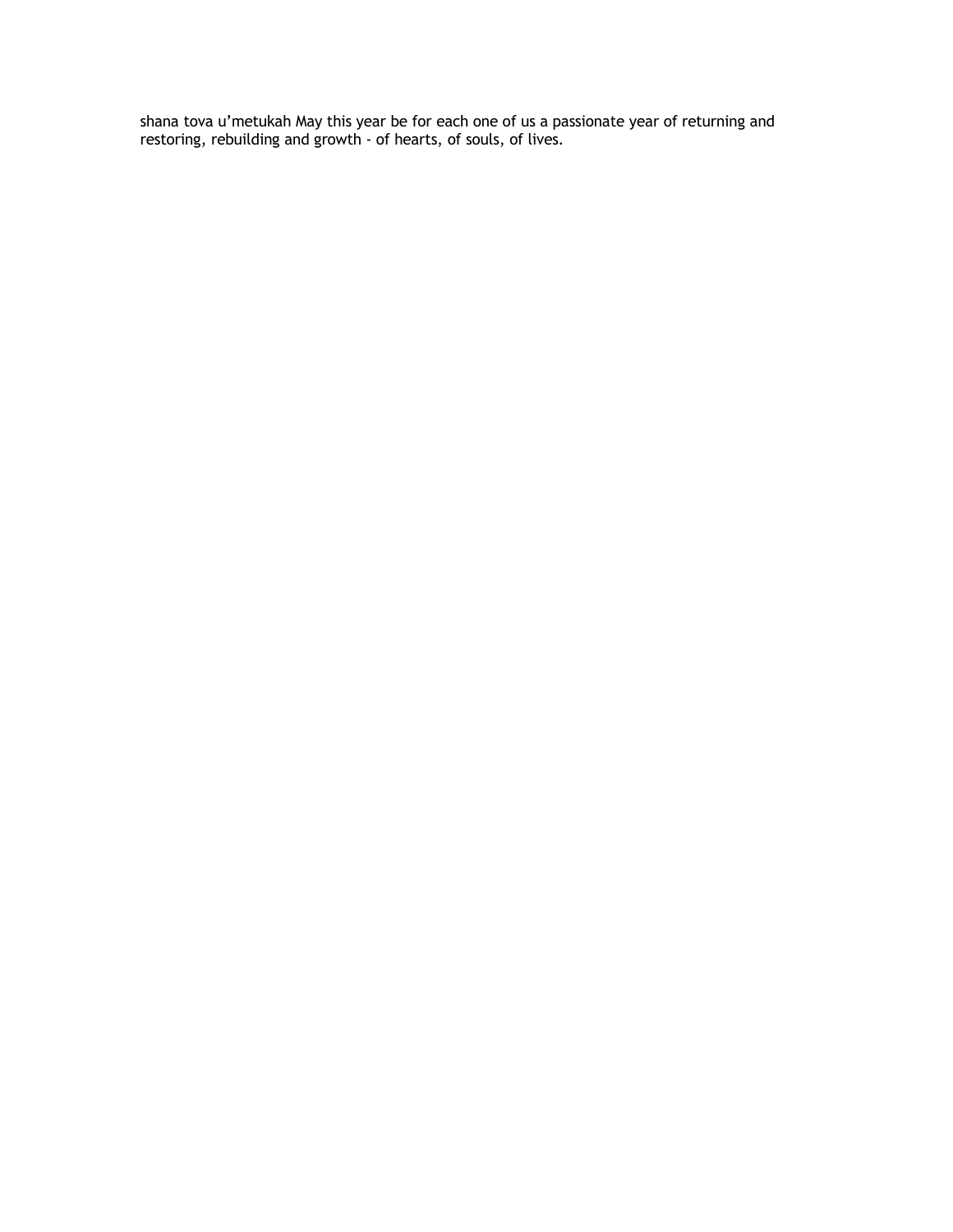shana tova u'metukah May this year be for each one of us a passionate year of returning and restoring, rebuilding and growth - of hearts, of souls, of lives.